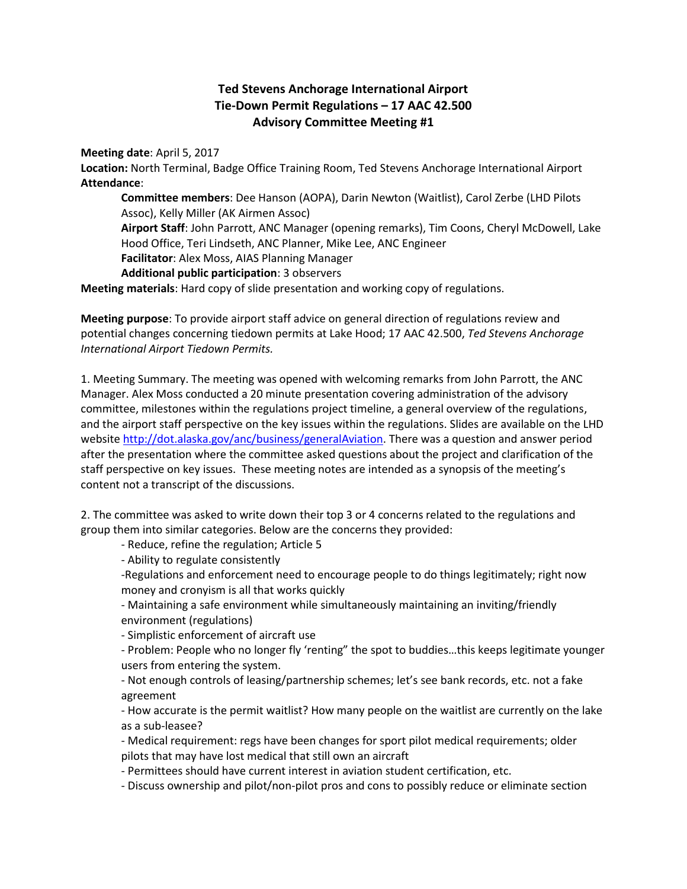# Ted Stevens Anchorage International Airport
# Tie-Down Permit Regulations – 17 AAC 42.500
# Advisory Committee Meeting #1

**Meeting date**: April 5, 2017

**Location:** North Terminal, Badge Office Training Room, Ted Stevens Anchorage International Airport

**Attendance**:

> **Committee members**: Dee Hanson (AOPA), Darin Newton (Waitlist), Carol Zerbe (LHD Pilots Assoc), Kelly Miller (AK Airmen Assoc)
>
> **Airport Staff**: John Parrott, ANC Manager (opening remarks), Tim Coons, Cheryl McDowell, Lake Hood Office, Teri Lindseth, ANC Planner, Mike Lee, ANC Engineer
>
> **Facilitator**: Alex Moss, AIAS Planning Manager
>
> **Additional public participation**: 3 observers

**Meeting materials**: Hard copy of slide presentation and working copy of regulations.

**Meeting purpose**: To provide airport staff advice on general direction of regulations review and potential changes concerning tiedown permits at Lake Hood; 17 AAC 42.500, *Ted Stevens Anchorage International Airport Tiedown Permits.*

1. Meeting Summary. The meeting was opened with welcoming remarks from John Parrott, the ANC Manager. Alex Moss conducted a 20 minute presentation covering administration of the advisory committee, milestones within the regulations project timeline, a general overview of the regulations, and the airport staff perspective on the key issues within the regulations. Slides are available on the LHD website http://dot.alaska.gov/anc/business/generalAviation. There was a question and answer period after the presentation where the committee asked questions about the project and clarification of the staff perspective on key issues. These meeting notes are intended as a synopsis of the meeting's content not a transcript of the discussions.

2. The committee was asked to write down their top 3 or 4 concerns related to the regulations and group them into similar categories. Below are the concerns they provided:

- Reduce, refine the regulation; Article 5
- Ability to regulate consistently
- Regulations and enforcement need to encourage people to do things legitimately; right now money and cronyism is all that works quickly
- Maintaining a safe environment while simultaneously maintaining an inviting/friendly environment (regulations)
- Simplistic enforcement of aircraft use
- Problem: People who no longer fly 'renting" the spot to buddies…this keeps legitimate younger users from entering the system.
- Not enough controls of leasing/partnership schemes; let's see bank records, etc. not a fake agreement
- How accurate is the permit waitlist? How many people on the waitlist are currently on the lake as a sub-leasee?
- Medical requirement: regs have been changes for sport pilot medical requirements; older pilots that may have lost medical that still own an aircraft
- Permittees should have current interest in aviation student certification, etc.
- Discuss ownership and pilot/non-pilot pros and cons to possibly reduce or eliminate section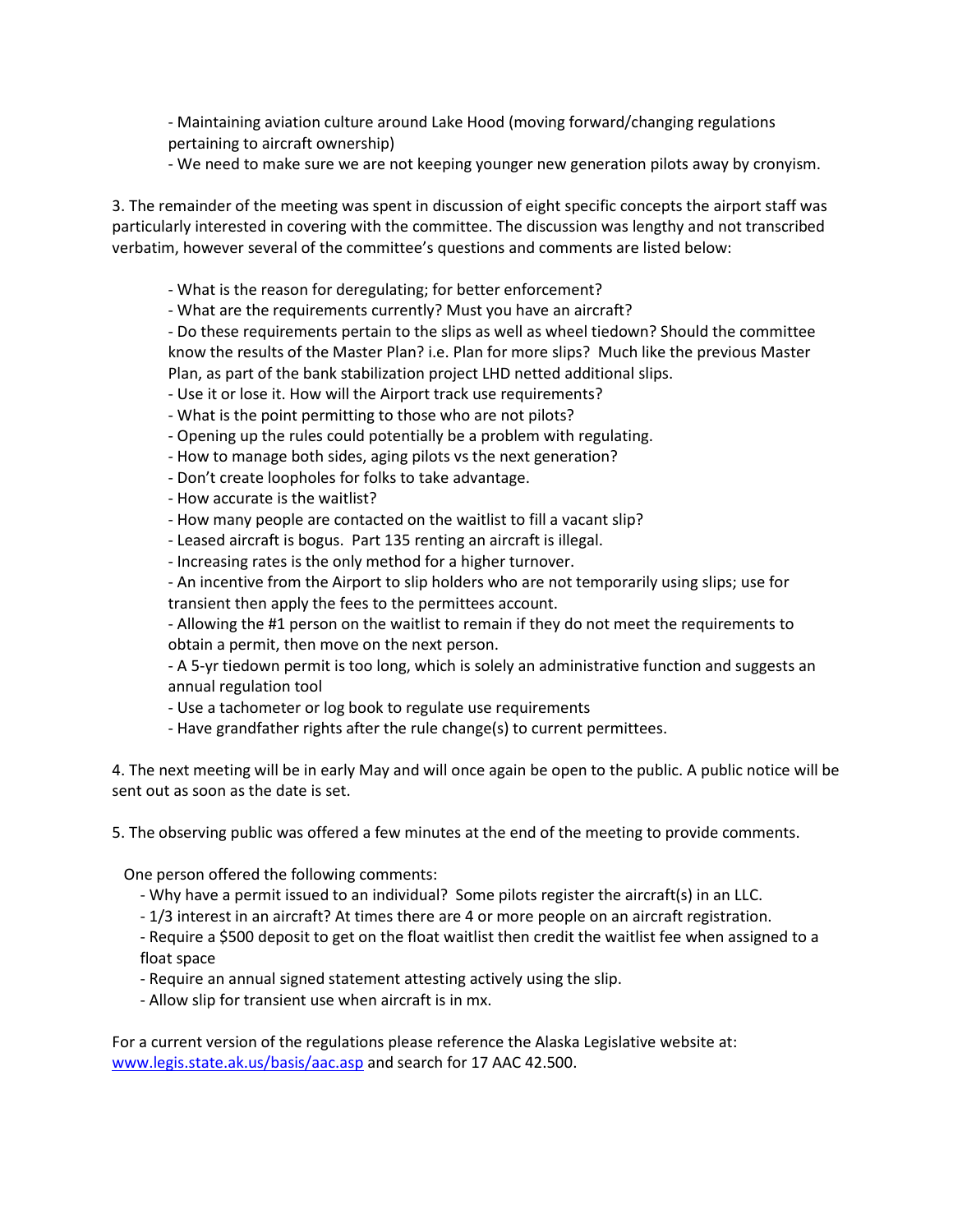- Maintaining aviation culture around Lake Hood (moving forward/changing regulations pertaining to aircraft ownership)
- We need to make sure we are not keeping younger new generation pilots away by cronyism.

3. The remainder of the meeting was spent in discussion of eight specific concepts the airport staff was particularly interested in covering with the committee. The discussion was lengthy and not transcribed verbatim, however several of the committee's questions and comments are listed below:

- What is the reason for deregulating; for better enforcement?
- What are the requirements currently? Must you have an aircraft?
- Do these requirements pertain to the slips as well as wheel tiedown? Should the committee know the results of the Master Plan? i.e. Plan for more slips? Much like the previous Master Plan, as part of the bank stabilization project LHD netted additional slips.
- Use it or lose it. How will the Airport track use requirements?
- What is the point permitting to those who are not pilots?
- Opening up the rules could potentially be a problem with regulating.
- How to manage both sides, aging pilots vs the next generation?
- Don't create loopholes for folks to take advantage.
- How accurate is the waitlist?
- How many people are contacted on the waitlist to fill a vacant slip?
- Leased aircraft is bogus. Part 135 renting an aircraft is illegal.
- Increasing rates is the only method for a higher turnover.
- An incentive from the Airport to slip holders who are not temporarily using slips; use for transient then apply the fees to the permittees account.
- Allowing the #1 person on the waitlist to remain if they do not meet the requirements to obtain a permit, then move on the next person.
- A 5-yr tiedown permit is too long, which is solely an administrative function and suggests an annual regulation tool
- Use a tachometer or log book to regulate use requirements
- Have grandfather rights after the rule change(s) to current permittees.

4. The next meeting will be in early May and will once again be open to the public. A public notice will be sent out as soon as the date is set.

5. The observing public was offered a few minutes at the end of the meeting to provide comments.

One person offered the following comments:

- Why have a permit issued to an individual? Some pilots register the aircraft(s) in an LLC.
- 1/3 interest in an aircraft? At times there are 4 or more people on an aircraft registration.
- Require a $500 deposit to get on the float waitlist then credit the waitlist fee when assigned to a float space
- Require an annual signed statement attesting actively using the slip.
- Allow slip for transient use when aircraft is in mx.

For a current version of the regulations please reference the Alaska Legislative website at: [www.legis.state.ak.us/basis/aac.asp](www.legis.state.ak.us/basis/aac.asp) and search for 17 AAC 42.500.